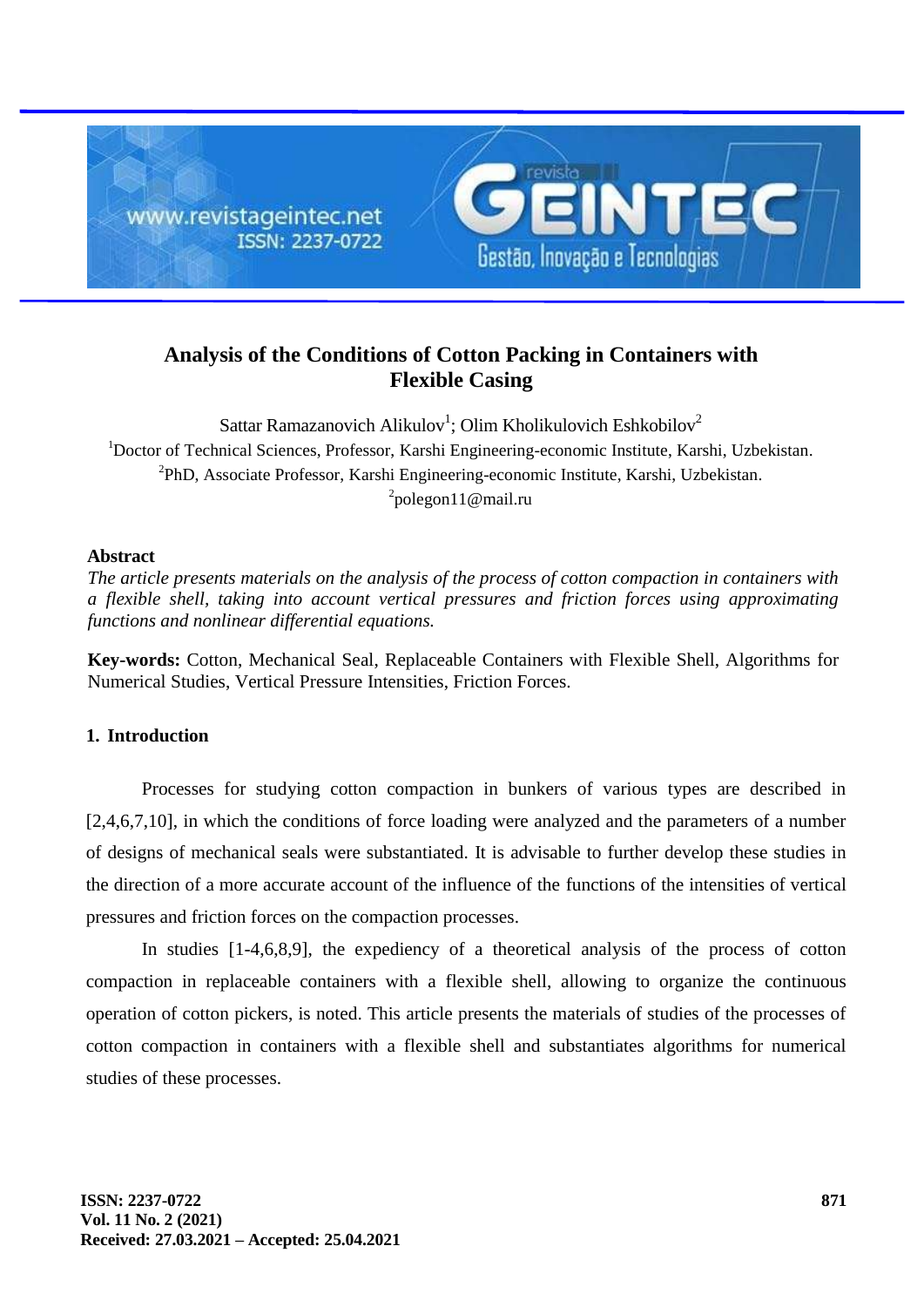# Analysis of the Conditions of Cotton Packing in Containers with Flexible Casing

Sattar Ramazanovich Alikulov[1]; Olim Kholikulovich Eshkobilov[2]

[1]Doctor of Technical Sciences, Professor, Karshi Engineering-economic Institute, Karshi, Uzbekistan.
[2]PhD, Associate Professor, Karshi Engineering-economic Institute, Karshi, Uzbekistan.
[2]polegon11@mail.ru

## Abstract

*The article presents materials on the analysis of the process of cotton compaction in containers with a flexible shell, taking into account vertical pressures and friction forces using approximating functions and nonlinear differential equations.*

**Key-words:** Cotton, Mechanical Seal, Replaceable Containers with Flexible Shell, Algorithms for Numerical Studies, Vertical Pressure Intensities, Friction Forces.

## 1. Introduction

Processes for studying cotton compaction in bunkers of various types are described in [2,4,6,7,10], in which the conditions of force loading were analyzed and the parameters of a number of designs of mechanical seals were substantiated. It is advisable to further develop these studies in the direction of a more accurate account of the influence of the functions of the intensities of vertical pressures and friction forces on the compaction processes.

In studies [1-4,6,8,9], the expediency of a theoretical analysis of the process of cotton compaction in replaceable containers with a flexible shell, allowing to organize the continuous operation of cotton pickers, is noted. This article presents the materials of studies of the processes of cotton compaction in containers with a flexible shell and substantiates algorithms for numerical studies of these processes.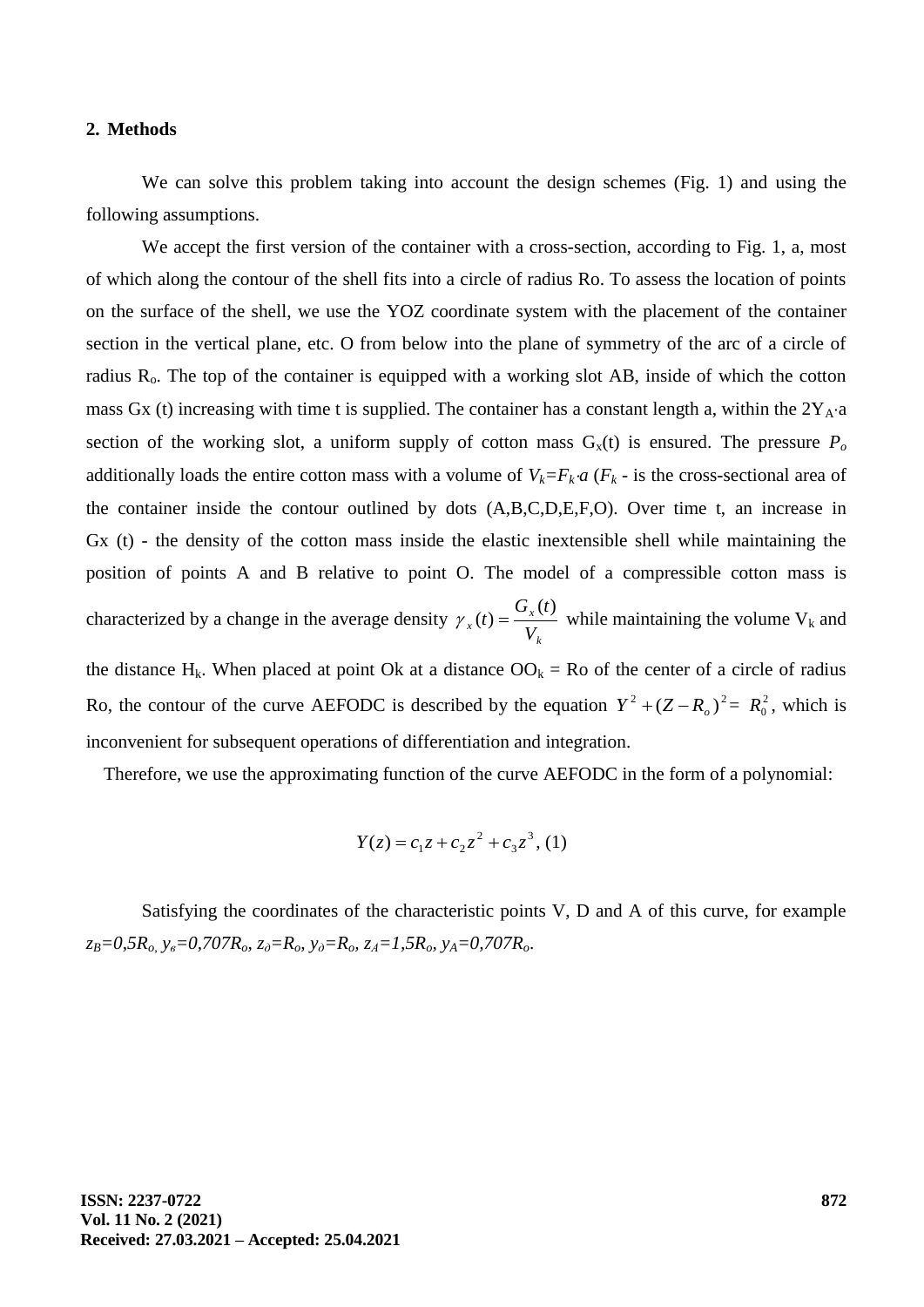## 2. Methods

We can solve this problem taking into account the design schemes (Fig. 1) and using the following assumptions.

We accept the first version of the container with a cross-section, according to Fig. 1, a, most of which along the contour of the shell fits into a circle of radius Ro. To assess the location of points on the surface of the shell, we use the YOZ coordinate system with the placement of the container section in the vertical plane, etc. O from below into the plane of symmetry of the arc of a circle of radius $R_o$. The top of the container is equipped with a working slot AB, inside of which the cotton mass Gx (t) increasing with time t is supplied. The container has a constant length a, within the $2Y_A{\cdot}a$ section of the working slot, a uniform supply of cotton mass $G_x(t)$ is ensured. The pressure $P_o$ additionally loads the entire cotton mass with a volume of $V_k=F_k{\cdot}a$ ($F_k$ - is the cross-sectional area of the container inside the contour outlined by dots (A,B,C,D,E,F,O). Over time t, an increase in Gx (t) - the density of the cotton mass inside the elastic inextensible shell while maintaining the position of points A and B relative to point O. The model of a compressible cotton mass is characterized by a change in the average density $\gamma_x(t) = \dfrac{G_x(t)}{V_k}$ while maintaining the volume $V_k$ and the distance $H_k$. When placed at point Ok at a distance $OO_k$ = Ro of the center of a circle of radius Ro, the contour of the curve AEFODC is described by the equation $Y^2 + (Z - R_o)^2 = R_0^2$, which is inconvenient for subsequent operations of differentiation and integration.

Therefore, we use the approximating function of the curve AEFODC in the form of a polynomial:

$$Y(z) = c_1 z + c_2 z^2 + c_3 z^3, \quad (1)$$

Satisfying the coordinates of the characteristic points V, D and A of this curve, for example $z_B=0{,}5R_o$, $y_в=0{,}707R_o$, $z_д=R_o$, $y_д=R_o$, $z_A=1{,}5R_o$, $y_A=0{,}707R_o$.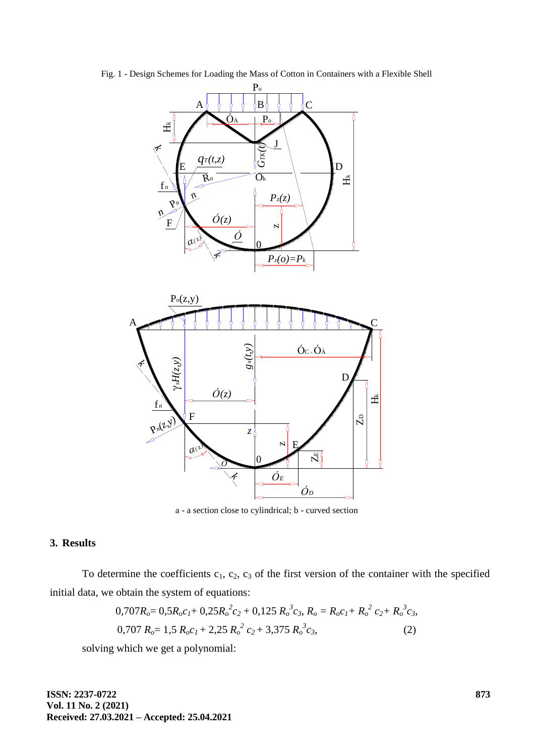Fig. 1 - Design Schemes for Loading the Mass of Cotton in Containers with a Flexible Shell

a - a section close to cylindrical; b - curved section

## 3. Results

To determine the coefficients $c_1$, $c_2$, $c_3$ of the first version of the container with the specified initial data, we obtain the system of equations:

$$0{,}707R_o = 0{,}5R_oc_1 + 0{,}25R_o^2c_2 + 0{,}125\,R_o^3c_3,\; R_o = R_oc_1 + R_o^2\,c_2 + R_o^3c_3,$$

$$0{,}707\,R_o = 1{,}5\,R_oc_1 + 2{,}25\,R_o^2\,c_2 + 3{,}375\,R_o^3c_3, \tag{2}$$

solving which we get a polynomial: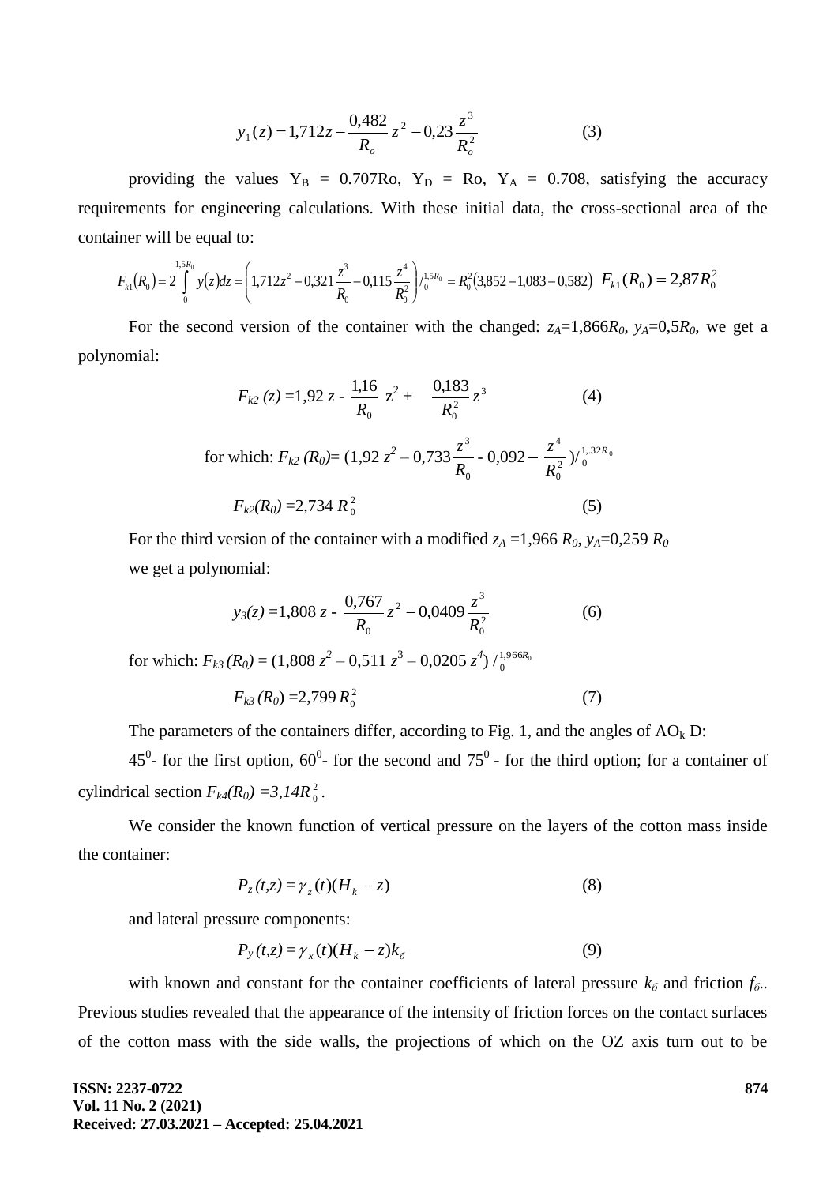$$y_1(z) = 1{,}712z - \frac{0{,}482}{R_o} z^2 - 0{,}23 \frac{z^3}{R_o^2} \qquad (3)$$

providing the values $Y_B$ = 0.707Ro, $Y_D$ = Ro, $Y_A$ = 0.708, satisfying the accuracy requirements for engineering calculations. With these initial data, the cross-sectional area of the container will be equal to:

$$F_{k1}(R_0) = 2\int_0^{1{,}5R_0} y(z)dz = \left(1{,}712z^2 - 0{,}321\frac{z^3}{R_0} - 0{,}115\frac{z^4}{R_0^2}\right)/_0^{1{,}5R_0} = R_0^2(3{,}852 - 1{,}083 - 0{,}582) \;\; F_{k1}(R_0) = 2{,}87R_0^2$$

For the second version of the container with the changed: $z_A$=1,866$R_0$, $y_A$=0,5$R_0$, we get a polynomial:

$$F_{k2}(z) = 1{,}92\, z - \frac{1{,}16}{R_0} z^2 + \frac{0{,}183}{R_0^2} z^3 \qquad (4)$$

for which: $F_{k2}(R_0) = (1{,}92\, z^2 - 0{,}733\dfrac{z^3}{R_0} - 0{,}092 - \dfrac{z^4}{R_0^2})/_0^{1,.32R_0}$

$$F_{k2}(R_0) = 2{,}734\, R_0^2 \qquad (5)$$

For the third version of the container with a modified $z_A$ =1,966 $R_0$, $y_A$=0,259 $R_0$

we get a polynomial:

$$y_3(z) = 1{,}808\, z - \frac{0{,}767}{R_0} z^2 - 0{,}0409\frac{z^3}{R_0^2} \qquad (6)$$

for which: $F_{k3}(R_0) = (1{,}808\, z^2 - 0{,}511\, z^3 - 0{,}0205\, z^4)\,/_0^{1{,}966R_0}$

$$F_{k3}(R_0) = 2{,}799\, R_0^2 \qquad (7)$$

The parameters of the containers differ, according to Fig. 1, and the angles of $AO_k$ D:

$45^0$- for the first option, $60^0$- for the second and $75^0$ - for the third option; for a container of cylindrical section $F_{k4}(R_0) = 3{,}14R_0^2$.

We consider the known function of vertical pressure on the layers of the cotton mass inside the container:

$$P_z(t,z) = \gamma_z(t)(H_k - z) \qquad (8)$$

and lateral pressure components:

$$P_y(t,z) = \gamma_x(t)(H_k - z)k_б \qquad (9)$$

with known and constant for the container coefficients of lateral pressure $k_б$ and friction $f_б$.. Previous studies revealed that the appearance of the intensity of friction forces on the contact surfaces of the cotton mass with the side walls, the projections of which on the OZ axis turn out to be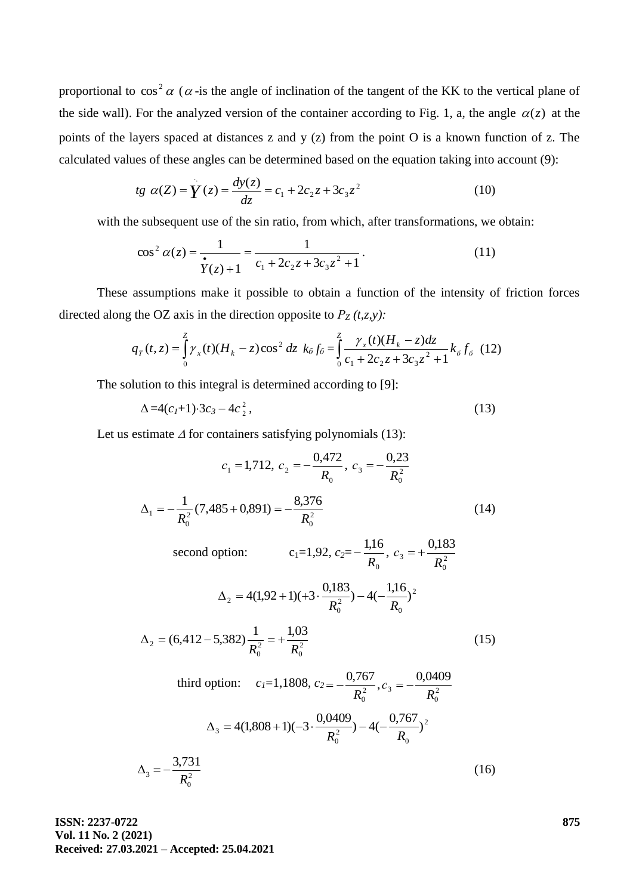proportional to $\cos^2\alpha$ ($\alpha$ -is the angle of inclination of the tangent of the KK to the vertical plane of the side wall). For the analyzed version of the container according to Fig. 1, a, the angle $\alpha(z)$ at the points of the layers spaced at distances z and y (z) from the point O is a known function of z. The calculated values of these angles can be determined based on the equation taking into account (9):

$$tg\ \alpha(Z) = \dot{Y}(z) = \frac{dy(z)}{dz} = c_1 + 2c_2 z + 3c_3 z^2 \tag{10}$$

with the subsequent use of the sin ratio, from which, after transformations, we obtain:

$$\cos^2\alpha(z) = \frac{1}{\dot{Y}(z)+1} = \frac{1}{c_1 + 2c_2 z + 3c_3 z^2 + 1}. \tag{11}$$

These assumptions make it possible to obtain a function of the intensity of friction forces directed along the OZ axis in the direction opposite to $P_Z\,(t,z,y)$:

$$q_T(t,z) = \int_0^z \gamma_x(t)(H_k - z)\cos^2 dz\ k_б f_б = \int_0^z \frac{\gamma_x(t)(H_k - z)dz}{c_1 + 2c_2 z + 3c_3 z^2 + 1} k_б f_б \tag{12}$$

The solution to this integral is determined according to [9]:

$$\Delta = 4(c_1+1)\cdot 3c_3 - 4c_2^2, \tag{13}$$

Let us estimate $\Delta$ for containers satisfying polynomials (13):

$$c_1 = 1{,}712,\ c_2 = -\frac{0{,}472}{R_0},\ c_3 = -\frac{0{,}23}{R_0^2}$$

$$\Delta_1 = -\frac{1}{R_0^2}(7{,}485 + 0{,}891) = -\frac{8{,}376}{R_0^2} \tag{14}$$

second option: $c_1=1{,}92,\ c_2 = -\frac{1{,}16}{R_0},\ c_3 = +\frac{0{,}183}{R_0^2}$

$$\Delta_2 = 4(1{,}92+1)(+3\cdot\frac{0{,}183}{R_0^2}) - 4(-\frac{1{,}16}{R_0})^2$$

$$\Delta_2 = (6{,}412 - 5{,}382)\frac{1}{R_0^2} = +\frac{1{,}03}{R_0^2} \tag{15}$$

third option: $c_1=1{,}1808,\ c_2 = -\frac{0{,}767}{R_0^2},\ c_3 = -\frac{0{,}0409}{R_0^2}$

$$\Delta_3 = 4(1{,}808+1)(-3\cdot\frac{0{,}0409}{R_0^2}) - 4(-\frac{0{,}767}{R_0})^2$$

$$\Delta_3 = -\frac{3{,}731}{R_0^2} \tag{16}$$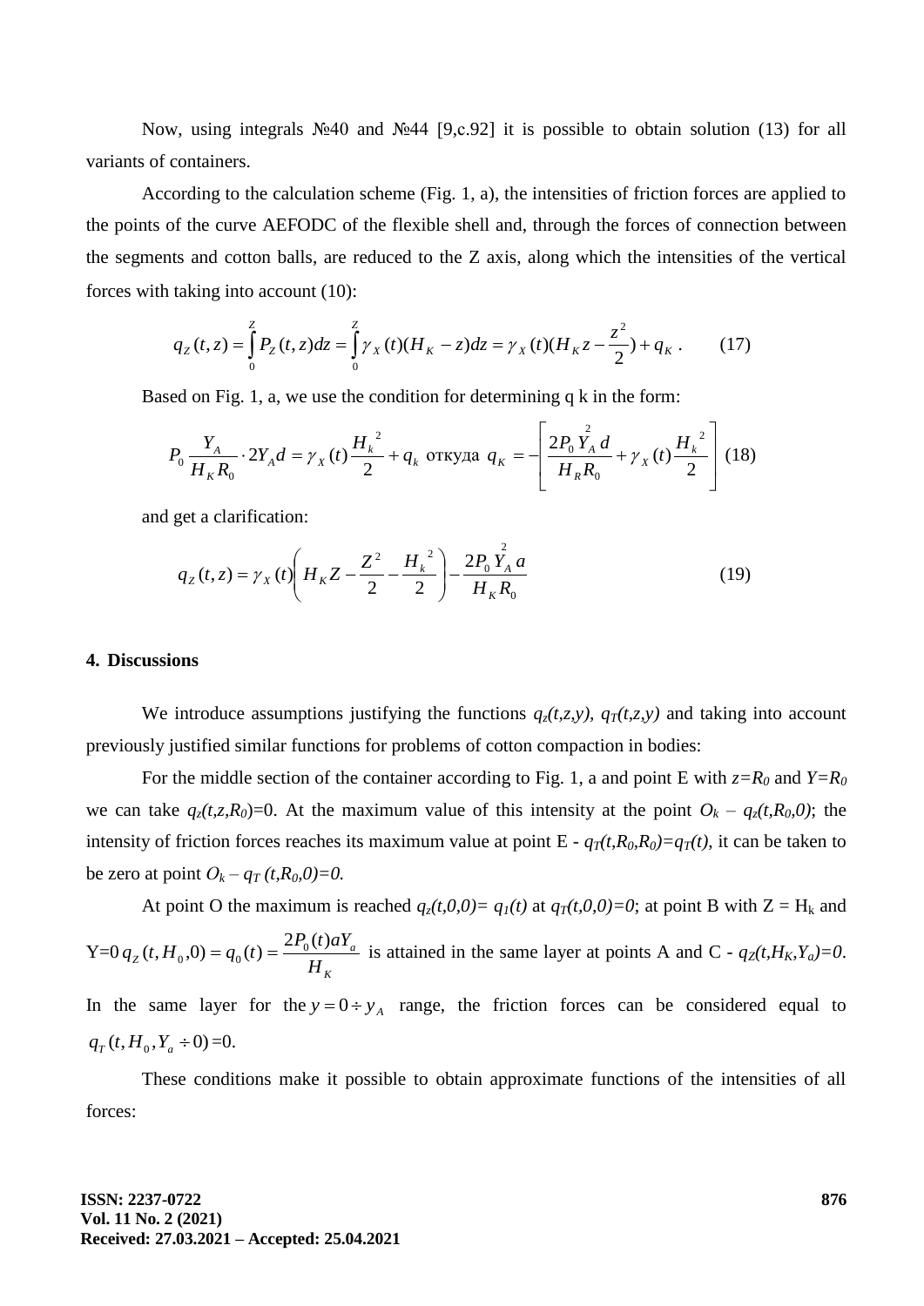Now, using integrals №40 and №44 [9,c.92] it is possible to obtain solution (13) for all variants of containers.

According to the calculation scheme (Fig. 1, a), the intensities of friction forces are applied to the points of the curve AEFODC of the flexible shell and, through the forces of connection between the segments and cotton balls, are reduced to the Z axis, along which the intensities of the vertical forces with taking into account (10):

$$q_Z(t,z) = \int_0^Z P_Z(t,z)dz = \int_0^Z \gamma_X(t)(H_K - z)dz = \gamma_X(t)(H_K z - \frac{z^2}{2}) + q_K \,. \qquad (17)$$

Based on Fig. 1, a, we use the condition for determining q k in the form:

$$P_0 \frac{Y_A}{H_K R_0} \cdot 2Y_A d = \gamma_X(t)\frac{H_k^{\ 2}}{2} + q_k \text{ откуда } q_K = -\left[\frac{2P_0 \overset{2}{Y_A} d}{H_R R_0} + \gamma_X(t)\frac{H_k^{\ 2}}{2}\right] \ (18)$$

and get a clarification:

$$q_Z(t,z) = \gamma_X(t)\left(H_K Z - \frac{Z^2}{2} - \frac{H_k^{\ 2}}{2}\right) - \frac{2P_0 \overset{2}{Y_A} a}{H_K R_0} \qquad (19)$$

## 4. Discussions

We introduce assumptions justifying the functions $q_z(t,z,y)$, $q_T(t,z,y)$ and taking into account previously justified similar functions for problems of cotton compaction in bodies:

For the middle section of the container according to Fig. 1, a and point E with $z=R_0$ and $Y=R_0$ we can take $q_z(t,z,R_0)=0$. At the maximum value of this intensity at the point $O_k$ – $q_z(t,R_0,0)$; the intensity of friction forces reaches its maximum value at point E - $q_T(t,R_0,R_0)=q_T(t)$, it can be taken to be zero at point $O_k$ – $q_T(t,R_0,0)=0$.

At point O the maximum is reached $q_z(t,0,0)= q_1(t)$ at $q_T(t,0,0)=0$; at point B with Z = $H_k$ and Y=0 $q_Z(t,H_0,0) = q_0(t) = \dfrac{2P_0(t)aY_a}{H_K}$ is attained in the same layer at points A and C - $q_Z(t,H_K,Y_a)=0$. In the same layer for the $y = 0 \div y_A$ range, the friction forces can be considered equal to $q_T(t,H_0,Y_a \div 0)$ =0.

These conditions make it possible to obtain approximate functions of the intensities of all forces: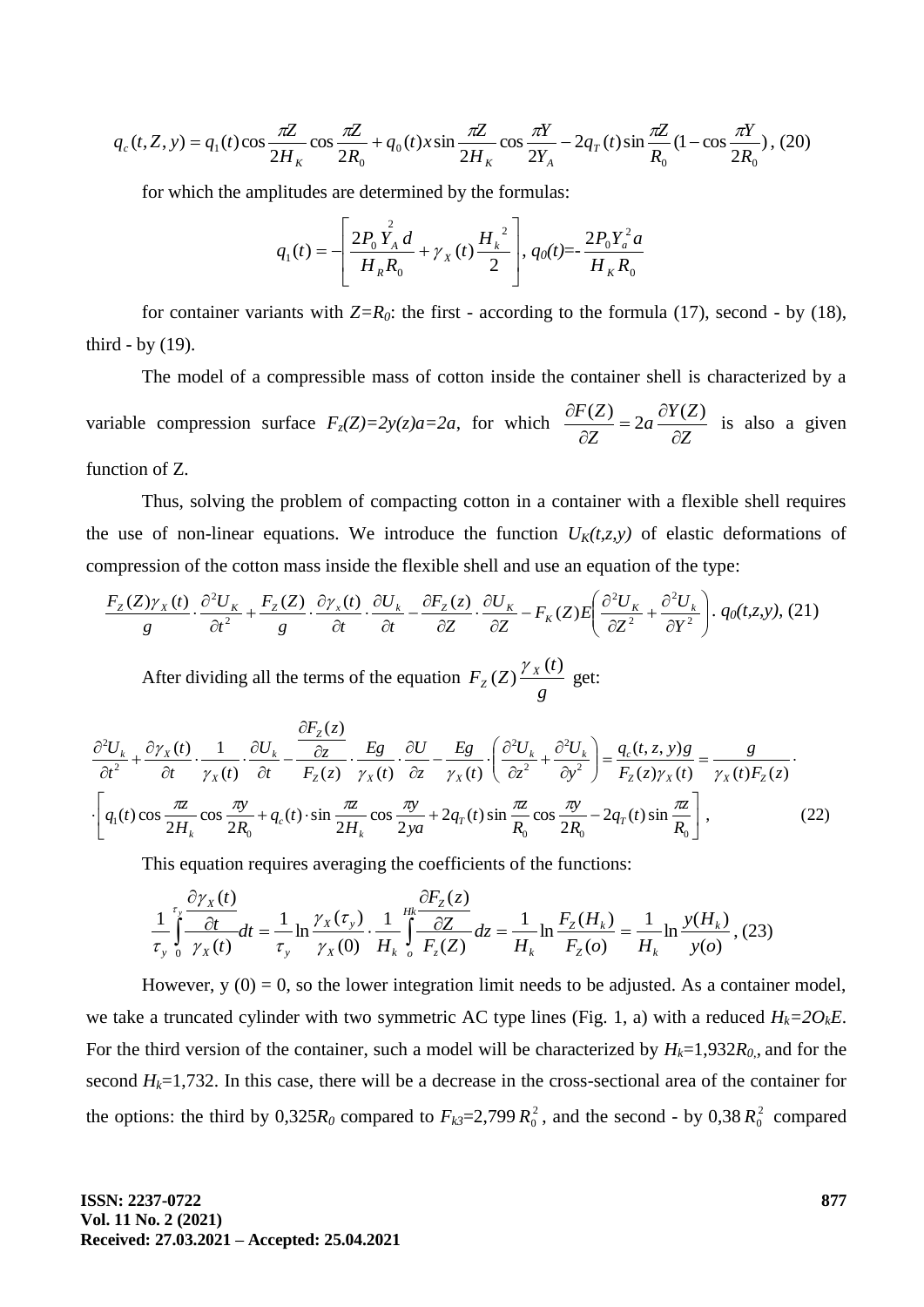$$q_c(t,Z,y) = q_1(t)\cos\frac{\pi Z}{2H_K}\cos\frac{\pi Z}{2R_0} + q_0(t)x\sin\frac{\pi Z}{2H_K}\cos\frac{\pi Y}{2Y_A} - 2q_T(t)\sin\frac{\pi Z}{R_0}\left(1-\cos\frac{\pi Y}{2R_0}\right), \quad (20)$$

for which the amplitudes are determined by the formulas:

$$q_1(t) = -\left[\frac{2P_0 \overset{2}{Y_A} d}{H_R R_0} + \gamma_X(t)\frac{H_k^{\ 2}}{2}\right], \quad q_0(t) = -\frac{2P_0 Y_a^2 a}{H_K R_0}$$

for container variants with $Z=R_0$: the first - according to the formula (17), second - by (18), third - by (19).

The model of a compressible mass of cotton inside the container shell is characterized by a variable compression surface $F_z(Z)=2y(z)a=2a$, for which $\frac{\partial F(Z)}{\partial Z} = 2a\frac{\partial Y(Z)}{\partial Z}$ is also a given function of Z.

Thus, solving the problem of compacting cotton in a container with a flexible shell requires the use of non-linear equations. We introduce the function $U_K(t,z,y)$ of elastic deformations of compression of the cotton mass inside the flexible shell and use an equation of the type:

$$\frac{F_Z(Z)\gamma_X(t)}{g}\cdot\frac{\partial^2 U_K}{\partial t^2} + \frac{F_Z(Z)}{g}\cdot\frac{\partial \gamma_x(t)}{\partial t}\cdot\frac{\partial U_k}{\partial t} - \frac{\partial F_Z(z)}{\partial Z}\cdot\frac{\partial U_K}{\partial Z} - F_K(Z)E\left(\frac{\partial^2 U_K}{\partial Z^2} + \frac{\partial^2 U_k}{\partial Y^2}\right).\ q_0(t,z,y), \quad (21)$$

After dividing all the terms of the equation $F_Z(Z)\frac{\gamma_X(t)}{g}$ get:

$$\frac{\partial^2 U_k}{\partial t^2} + \frac{\partial \gamma_X(t)}{\partial t}\cdot\frac{1}{\gamma_X(t)}\cdot\frac{\partial U_k}{\partial t} - \frac{\frac{\partial F_Z(z)}{\partial z}}{F_Z(z)}\cdot\frac{Eg}{\gamma_X(t)}\cdot\frac{\partial U}{\partial z} - \frac{Eg}{\gamma_X(t)}\cdot\left(\frac{\partial^2 U_k}{\partial z^2} + \frac{\partial^2 U_k}{\partial y^2}\right) = \frac{q_c(t,z,y)g}{F_Z(z)\gamma_X(t)} = \frac{g}{\gamma_X(t)F_Z(z)}\cdot$$

$$\cdot\left[q_1(t)\cos\frac{\pi z}{2H_k}\cos\frac{\pi y}{2R_0} + q_c(t)\cdot\sin\frac{\pi z}{2H_k}\cos\frac{\pi y}{2ya} + 2q_T(t)\sin\frac{\pi z}{R_0}\cos\frac{\pi y}{2R_0} - 2q_T(t)\sin\frac{\pi z}{R_0}\right], \quad (22)$$

This equation requires averaging the coefficients of the functions:

$$\frac{1}{\tau_y}\int_0^{\tau_y}\frac{\frac{\partial \gamma_X(t)}{\partial t}}{\gamma_X(t)}dt = \frac{1}{\tau_y}\ln\frac{\gamma_X(\tau_y)}{\gamma_X(0)}\cdot\frac{1}{H_k}\int_o^{Hk}\frac{\frac{\partial F_Z(z)}{\partial Z}}{F_z(Z)}dz = \frac{1}{H_k}\ln\frac{F_Z(H_k)}{F_Z(o)} = \frac{1}{H_k}\ln\frac{y(H_k)}{y(o)}, \quad (23)$$

However, y (0) = 0, so the lower integration limit needs to be adjusted. As a container model, we take a truncated cylinder with two symmetric AC type lines (Fig. 1, a) with a reduced $H_k=2O_kE$. For the third version of the container, such a model will be characterized by $H_k$=1,932$R_0$, and for the second $H_k$=1,732. In this case, there will be a decrease in the cross-sectional area of the container for the options: the third by 0,325$R_0$ compared to $F_{k3}$=2,799$R_0^2$, and the second - by 0,38$R_0^2$ compared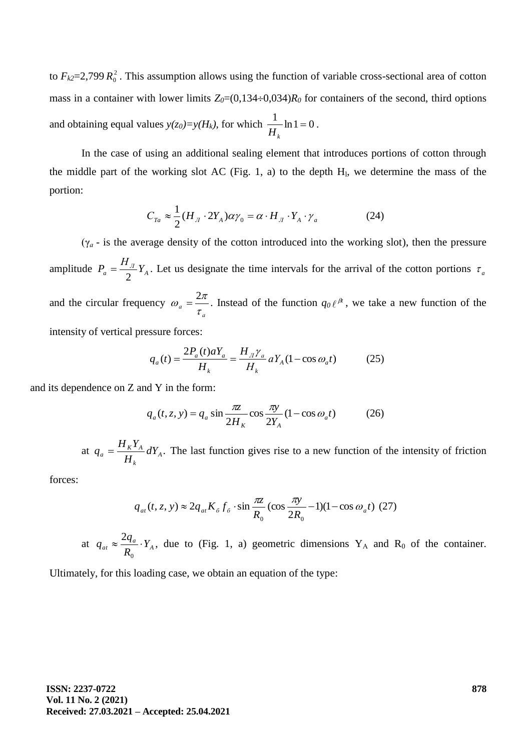to $F_{k2}$=2,799 $R_0^2$ . This assumption allows using the function of variable cross-sectional area of cotton mass in a container with lower limits $Z_0$=(0,134÷0,034)$R_0$ for containers of the second, third options and obtaining equal values $y(z_0)=y(H_k)$, for which $\frac{1}{H_k}\ln 1 = 0$ .

In the case of using an additional sealing element that introduces portions of cotton through the middle part of the working slot AC (Fig. 1, a) to the depth $H_l$, we determine the mass of the portion:

$$C_{Ta} \approx \frac{1}{2}(H_Л \cdot 2Y_A)\alpha\gamma_0 = \alpha \cdot H_Л \cdot Y_A \cdot \gamma_a \qquad (24)$$

($\gamma_a$ - is the average density of the cotton introduced into the working slot), then the pressure amplitude $P_a = \frac{H_Л}{2}Y_A$. Let us designate the time intervals for the arrival of the cotton portions $\tau_a$ and the circular frequency $\omega_a = \frac{2\pi}{\tau_a}$. Instead of the function $q_0\ell^{\beta t}$, we take a new function of the intensity of vertical pressure forces:

$$q_a(t) = \frac{2P_a(t)aY_a}{H_k} = \frac{H_Л\gamma_a}{H_k}aY_A(1-\cos\omega_a t) \qquad (25)$$

and its dependence on Z and Y in the form:

$$q_a(t,z,y) = q_a \sin\frac{\pi z}{2H_K}\cos\frac{\pi y}{2Y_A}(1-\cos\omega_a t) \qquad (26)$$

at $q_a = \frac{H_K Y_A}{H_k}dY_A$. The last function gives rise to a new function of the intensity of friction forces:

$$q_{at}(t,z,y) \approx 2q_{at}K_б f_б \cdot \sin\frac{\pi z}{R_0}(\cos\frac{\pi y}{2R_0}-1)(1-\cos\omega_a t) \quad (27)$$

at $q_{at} \approx \frac{2q_a}{R_0}\cdot Y_A$, due to (Fig. 1, a) geometric dimensions $Y_A$ and $R_0$ of the container. Ultimately, for this loading case, we obtain an equation of the type: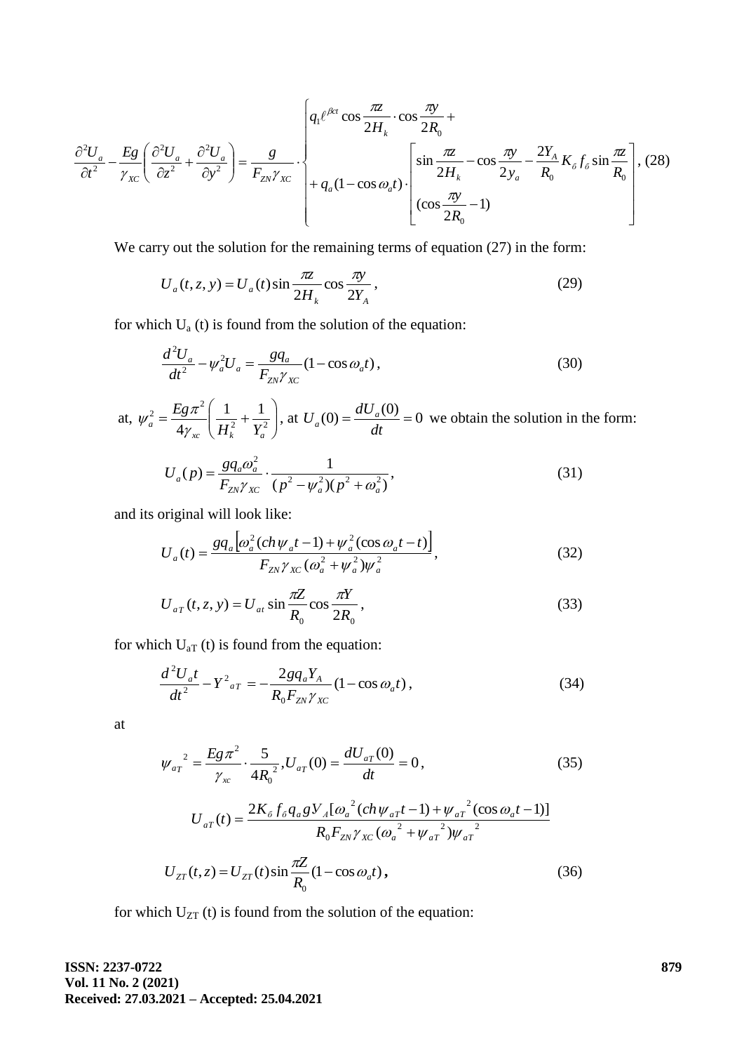$$\frac{\partial^2 U_a}{\partial t^2} - \frac{Eg}{\gamma_{XC}}\left(\frac{\partial^2 U_a}{\partial z^2} + \frac{\partial^2 U_a}{\partial y^2}\right) = \frac{g}{F_{ZN}\gamma_{XC}} \cdot \begin{cases} q_1 \ell^{\beta ct} \cos\frac{\pi z}{2H_k} \cdot \cos\frac{\pi y}{2R_0} + \\ + q_a(1-\cos\omega_a t) \cdot \begin{bmatrix} \sin\frac{\pi z}{2H_k} - \cos\frac{\pi y}{2y_a} - \frac{2Y_A}{R_0} K_б f_б \sin\frac{\pi z}{R_0} \\ (\cos\frac{\pi y}{2R_0} - 1) \end{bmatrix} \end{cases}, \quad (28)$$

We carry out the solution for the remaining terms of equation (27) in the form:

$$U_a(t,z,y) = U_a(t)\sin\frac{\pi z}{2H_k}\cos\frac{\pi y}{2Y_A}, \quad (29)$$

for which $U_a(t)$ is found from the solution of the equation:

$$\frac{d^2 U_a}{dt^2} - \psi_a^2 U_a = \frac{g q_a}{F_{ZN}\gamma_{XC}}(1-\cos\omega_a t), \quad (30)$$

at, $\psi_a^2 = \frac{Eg\pi^2}{4\gamma_{xc}}\left(\frac{1}{H_k^2} + \frac{1}{Y_a^2}\right)$, at $U_a(0) = \frac{dU_a(0)}{dt} = 0$ we obtain the solution in the form:

$$U_a(p) = \frac{g q_a \omega_a^2}{F_{ZN}\gamma_{XC}} \cdot \frac{1}{(p^2 - \psi_a^2)(p^2 + \omega_a^2)}, \quad (31)$$

and its original will look like:

$$U_a(t) = \frac{g q_a\left[\omega_a^2(ch\,\psi_a t - 1) + \psi_a^2(\cos\omega_a t - t)\right]}{F_{ZN}\gamma_{XC}(\omega_a^2 + \psi_a^2)\psi_a^2}, \quad (32)$$

$$U_{aT}(t,z,y) = U_{at}\sin\frac{\pi Z}{R_0}\cos\frac{\pi Y}{2R_0}, \quad (33)$$

for which $U_{aT}(t)$ is found from the equation:

$$\frac{d^2 U_a t}{dt^2} - Y^2{}_{aT} = -\frac{2 g q_a Y_A}{R_0 F_{ZN}\gamma_{XC}}(1-\cos\omega_a t), \quad (34)$$

at

$$\psi_{aT}{}^2 = \frac{Eg\pi^2}{\gamma_{xc}} \cdot \frac{5}{4R_0{}^2}, U_{aT}(0) = \frac{dU_{aT}(0)}{dt} = 0, \quad (35)$$

$$U_{aT}(t) = \frac{2K_б f_б q_a g Y_A[\omega_a{}^2(ch\,\psi_{aT}t - 1) + \psi_{aT}{}^2(\cos\omega_a t - 1)]}{R_0 F_{ZN}\gamma_{XC}(\omega_a{}^2 + \psi_{aT}{}^2)\psi_{aT}{}^2}$$

$$U_{ZT}(t,z) = U_{ZT}(t)\sin\frac{\pi Z}{R_0}(1-\cos\omega_a t), \quad (36)$$

for which $U_{ZT}(t)$ is found from the solution of the equation: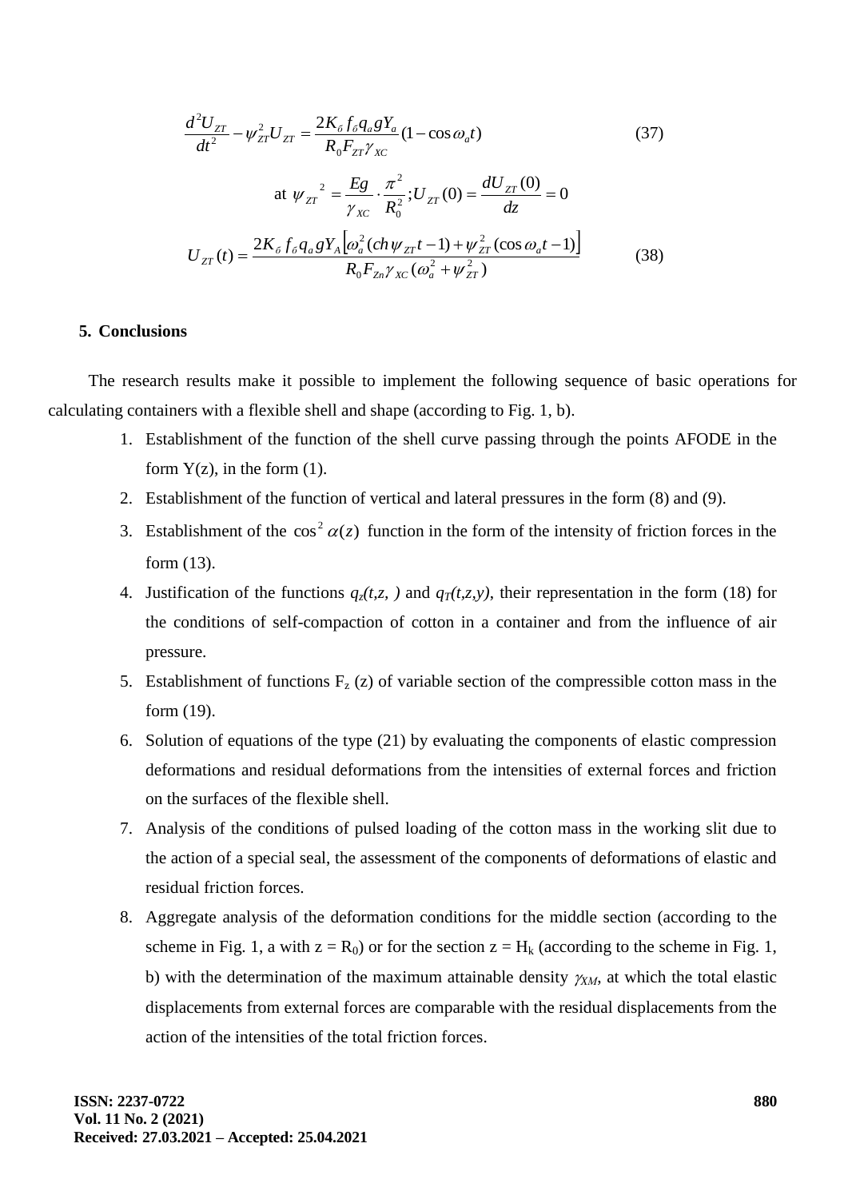$$\frac{d^2U_{ZT}}{dt^2} - \psi_{ZT}^2 U_{ZT} = \frac{2K_б f_б q_a g Y_a}{R_0 F_{ZT} \gamma_{XC}}(1 - \cos\omega_a t) \tag{37}$$

$$\text{at } \psi_{ZT}{}^2 = \frac{Eg}{\gamma_{XC}} \cdot \frac{\pi^2}{R_0^2}; U_{ZT}(0) = \frac{dU_{ZT}(0)}{dz} = 0$$

$$U_{ZT}(t) = \frac{2K_б f_б q_a g Y_A \left[\omega_a^2 (ch\,\psi_{ZT} t - 1) + \psi_{ZT}^2 (\cos\omega_a t - 1)\right]}{R_0 F_{Zn} \gamma_{XC} (\omega_a^2 + \psi_{ZT}^2)} \tag{38}$$

## 5. Conclusions

The research results make it possible to implement the following sequence of basic operations for calculating containers with a flexible shell and shape (according to Fig. 1, b).

1. Establishment of the function of the shell curve passing through the points AFODE in the form Y(z), in the form (1).
2. Establishment of the function of vertical and lateral pressures in the form (8) and (9).
3. Establishment of the $\cos^2\alpha(z)$ function in the form of the intensity of friction forces in the form (13).
4. Justification of the functions $q_z(t,z,\,)$ and $q_T(t,z,y)$, their representation in the form (18) for the conditions of self-compaction of cotton in a container and from the influence of air pressure.
5. Establishment of functions $F_z$ (z) of variable section of the compressible cotton mass in the form (19).
6. Solution of equations of the type (21) by evaluating the components of elastic compression deformations and residual deformations from the intensities of external forces and friction on the surfaces of the flexible shell.
7. Analysis of the conditions of pulsed loading of the cotton mass in the working slit due to the action of a special seal, the assessment of the components of deformations of elastic and residual friction forces.
8. Aggregate analysis of the deformation conditions for the middle section (according to the scheme in Fig. 1, a with $z = R_0$) or for the section $z = H_k$ (according to the scheme in Fig. 1, b) with the determination of the maximum attainable density $\gamma_{XM}$, at which the total elastic displacements from external forces are comparable with the residual displacements from the action of the intensities of the total friction forces.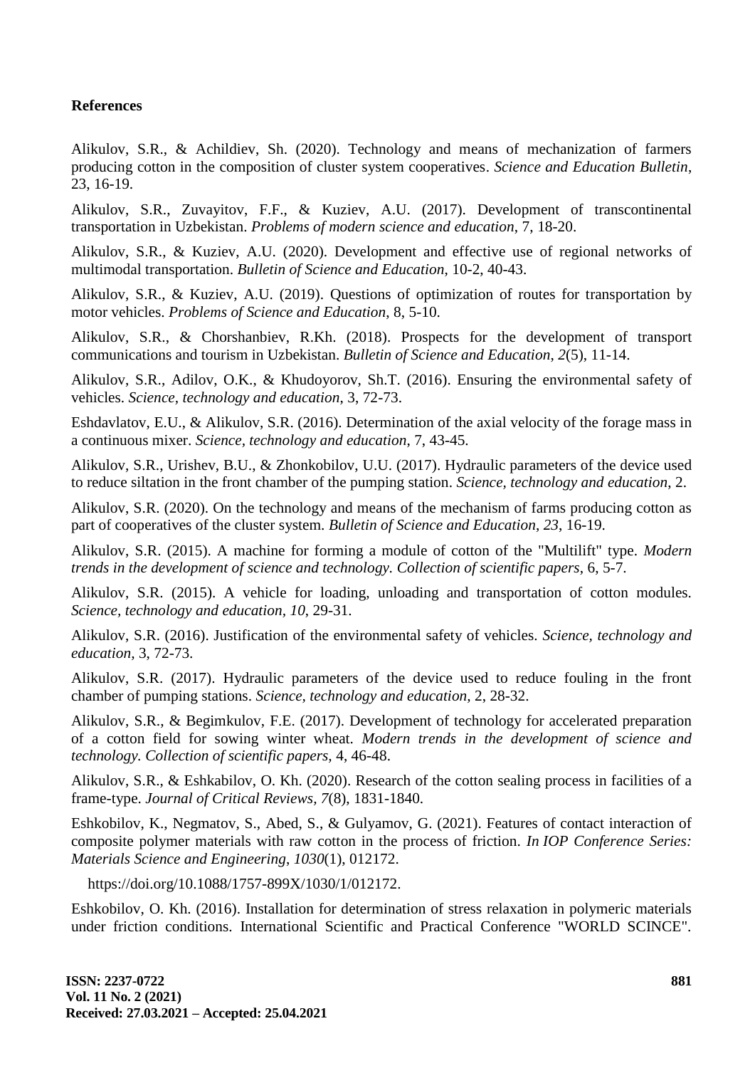## References

Alikulov, S.R., & Achildiev, Sh. (2020). Technology and means of mechanization of farmers producing cotton in the composition of cluster system cooperatives. *Science and Education Bulletin*, 23, 16-19.

Alikulov, S.R., Zuvayitov, F.F., & Kuziev, A.U. (2017). Development of transcontinental transportation in Uzbekistan. *Problems of modern science and education*, 7, 18-20.

Alikulov, S.R., & Kuziev, A.U. (2020). Development and effective use of regional networks of multimodal transportation. *Bulletin of Science and Education*, 10-2, 40-43.

Alikulov, S.R., & Kuziev, A.U. (2019). Questions of optimization of routes for transportation by motor vehicles. *Problems of Science and Education*, 8, 5-10.

Alikulov, S.R., & Chorshanbiev, R.Kh. (2018). Prospects for the development of transport communications and tourism in Uzbekistan. *Bulletin of Science and Education*, *2*(5), 11-14.

Alikulov, S.R., Adilov, O.K., & Khudoyorov, Sh.T. (2016). Ensuring the environmental safety of vehicles. *Science, technology and education*, 3, 72-73.

Eshdavlatov, E.U., & Alikulov, S.R. (2016). Determination of the axial velocity of the forage mass in a continuous mixer. *Science, technology and education*, 7, 43-45.

Alikulov, S.R., Urishev, B.U., & Zhonkobilov, U.U. (2017). Hydraulic parameters of the device used to reduce siltation in the front chamber of the pumping station. *Science, technology and education*, 2.

Alikulov, S.R. (2020). On the technology and means of the mechanism of farms producing cotton as part of cooperatives of the cluster system. *Bulletin of Science and Education*, *23*, 16-19.

Alikulov, S.R. (2015). A machine for forming a module of cotton of the "Multilift" type. *Modern trends in the development of science and technology. Collection of scientific papers*, 6, 5-7.

Alikulov, S.R. (2015). A vehicle for loading, unloading and transportation of cotton modules. *Science, technology and education, 10*, 29-31.

Alikulov, S.R. (2016). Justification of the environmental safety of vehicles. *Science, technology and education,* 3, 72-73.

Alikulov, S.R. (2017). Hydraulic parameters of the device used to reduce fouling in the front chamber of pumping stations. *Science, technology and education*, 2, 28-32.

Alikulov, S.R., & Begimkulov, F.E. (2017). Development of technology for accelerated preparation of a cotton field for sowing winter wheat. *Modern trends in the development of science and technology. Collection of scientific papers,* 4, 46-48.

Alikulov, S.R., & Eshkabilov, O. Kh. (2020). Research of the cotton sealing process in facilities of a frame-type. *Journal of Critical Reviews, 7*(8), 1831-1840.

Eshkobilov, K., Negmatov, S., Abed, S., & Gulyamov, G. (2021). Features of contact interaction of composite polymer materials with raw cotton in the process of friction. *In IOP Conference Series: Materials Science and Engineering*, *1030*(1), 012172.

https://doi.org/10.1088/1757-899X/1030/1/012172.

Eshkobilov, O. Kh. (2016). Installation for determination of stress relaxation in polymeric materials under friction conditions. International Scientific and Practical Conference "WORLD SCINCE".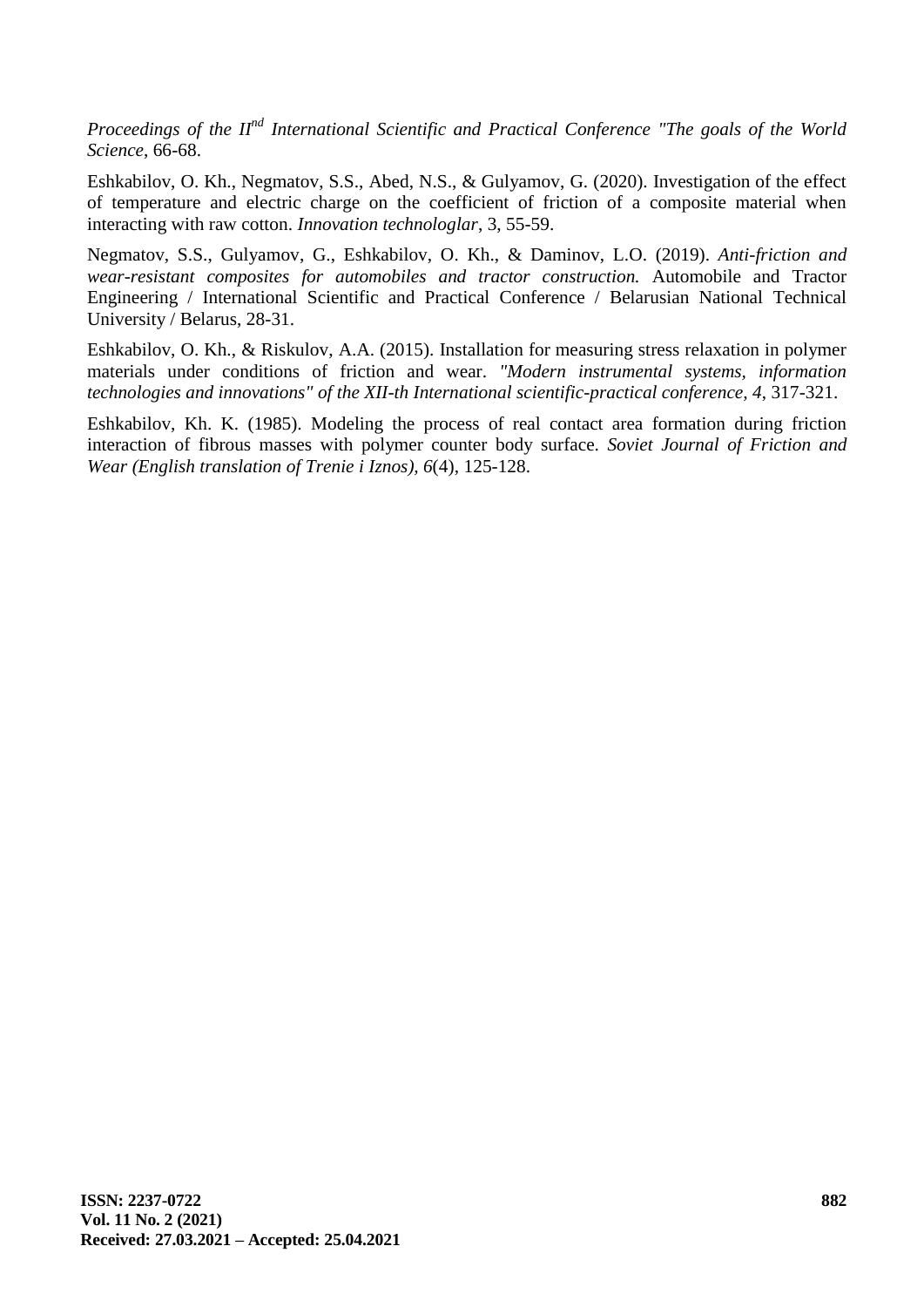*Proceedings of the II[nd] International Scientific and Practical Conference "The goals of the World Science*, 66-68.

Eshkabilov, O. Kh., Negmatov, S.S., Abed, N.S., & Gulyamov, G. (2020). Investigation of the effect of temperature and electric charge on the coefficient of friction of a composite material when interacting with raw cotton. *Innovation technologlar*, 3, 55-59.

Negmatov, S.S., Gulyamov, G., Eshkabilov, O. Kh., & Daminov, L.O. (2019). *Anti-friction and wear-resistant composites for automobiles and tractor construction.* Automobile and Tractor Engineering / International Scientific and Practical Conference / Belarusian National Technical University / Belarus, 28-31.

Eshkabilov, O. Kh., & Riskulov, A.A. (2015). Installation for measuring stress relaxation in polymer materials under conditions of friction and wear. *"Modern instrumental systems, information technologies and innovations" of the XII-th International scientific-practical conference, 4*, 317-321.

Eshkabilov, Kh. K. (1985). Modeling the process of real contact area formation during friction interaction of fibrous masses with polymer counter body surface. *Soviet Journal of Friction and Wear (English translation of Trenie i Iznos), 6*(4), 125-128.